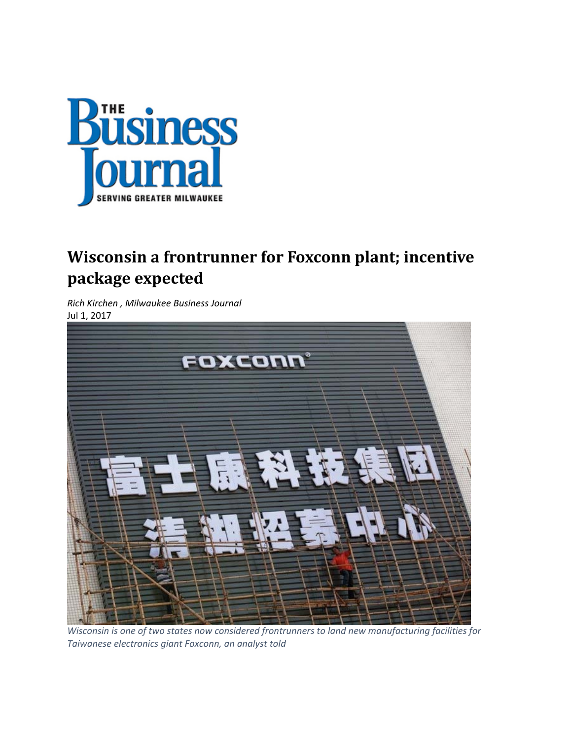# Wisconsin a frontrunner for Foxconn plant; incentive package expected

*Rich Kirchen , Milwaukee Business Journal*
Jul 1, 2017

*Wisconsin is one of two states now considered frontrunners to land new manufacturing facilities for Taiwanese electronics giant Foxconn, an analyst told*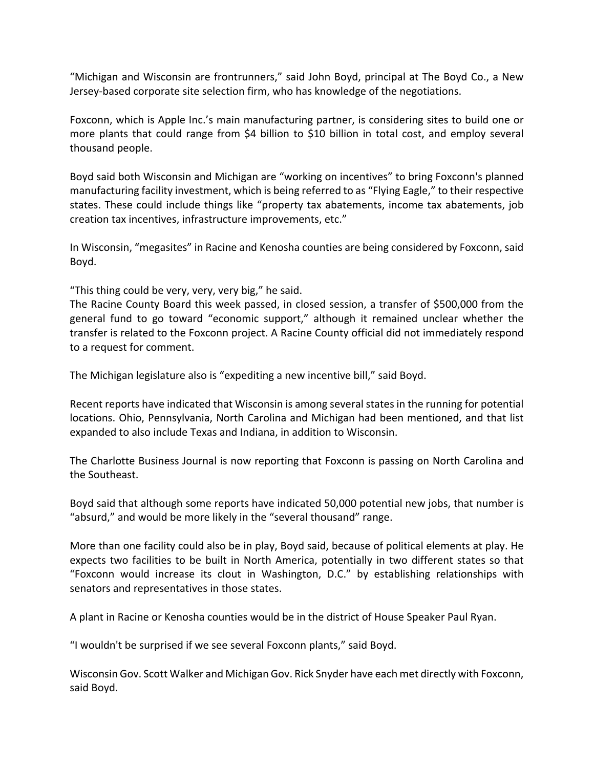"Michigan and Wisconsin are frontrunners," said John Boyd, principal at The Boyd Co., a New Jersey-based corporate site selection firm, who has knowledge of the negotiations.

Foxconn, which is Apple Inc.'s main manufacturing partner, is considering sites to build one or more plants that could range from $4 billion to $10 billion in total cost, and employ several thousand people.

Boyd said both Wisconsin and Michigan are "working on incentives" to bring Foxconn's planned manufacturing facility investment, which is being referred to as "Flying Eagle," to their respective states. These could include things like "property tax abatements, income tax abatements, job creation tax incentives, infrastructure improvements, etc."

In Wisconsin, "megasites" in Racine and Kenosha counties are being considered by Foxconn, said Boyd.

"This thing could be very, very, very big," he said.

The Racine County Board this week passed, in closed session, a transfer of $500,000 from the general fund to go toward "economic support," although it remained unclear whether the transfer is related to the Foxconn project. A Racine County official did not immediately respond to a request for comment.

The Michigan legislature also is "expediting a new incentive bill," said Boyd.

Recent reports have indicated that Wisconsin is among several states in the running for potential locations. Ohio, Pennsylvania, North Carolina and Michigan had been mentioned, and that list expanded to also include Texas and Indiana, in addition to Wisconsin.

The Charlotte Business Journal is now reporting that Foxconn is passing on North Carolina and the Southeast.

Boyd said that although some reports have indicated 50,000 potential new jobs, that number is "absurd," and would be more likely in the "several thousand" range.

More than one facility could also be in play, Boyd said, because of political elements at play. He expects two facilities to be built in North America, potentially in two different states so that "Foxconn would increase its clout in Washington, D.C." by establishing relationships with senators and representatives in those states.

A plant in Racine or Kenosha counties would be in the district of House Speaker Paul Ryan.

"I wouldn't be surprised if we see several Foxconn plants," said Boyd.

Wisconsin Gov. Scott Walker and Michigan Gov. Rick Snyder have each met directly with Foxconn, said Boyd.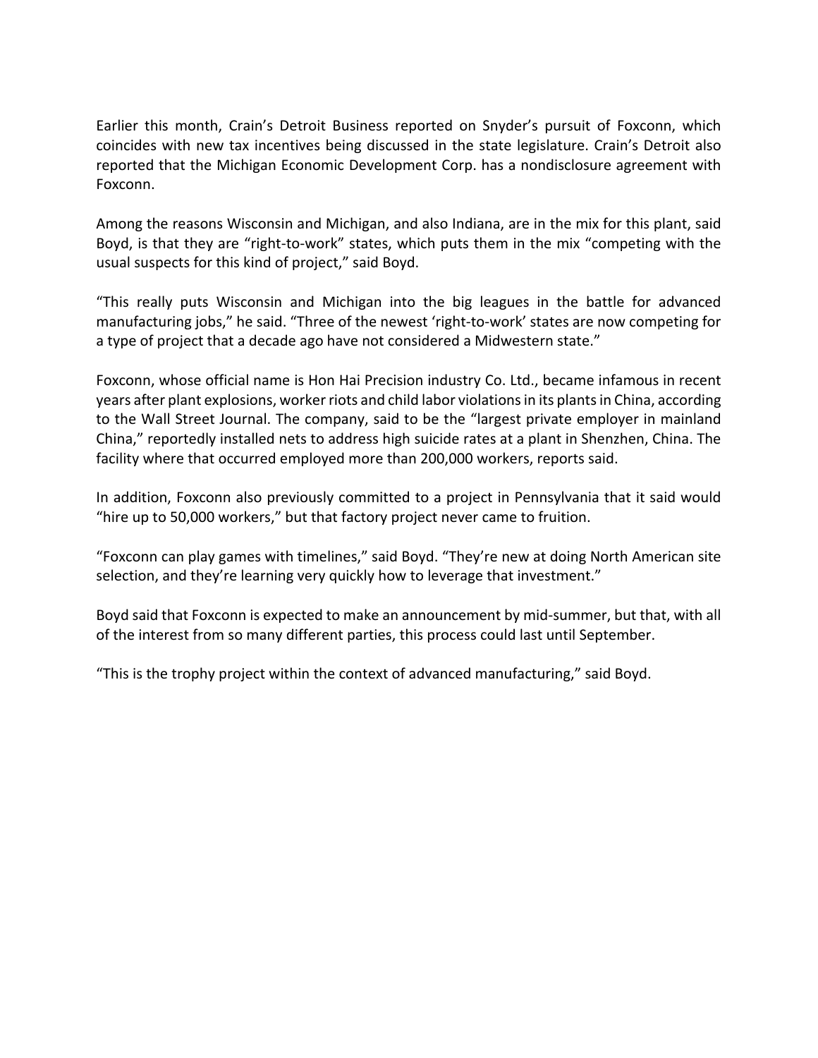Earlier this month, Crain's Detroit Business reported on Snyder's pursuit of Foxconn, which coincides with new tax incentives being discussed in the state legislature. Crain's Detroit also reported that the Michigan Economic Development Corp. has a nondisclosure agreement with Foxconn.

Among the reasons Wisconsin and Michigan, and also Indiana, are in the mix for this plant, said Boyd, is that they are "right-to-work" states, which puts them in the mix "competing with the usual suspects for this kind of project," said Boyd.

"This really puts Wisconsin and Michigan into the big leagues in the battle for advanced manufacturing jobs," he said. "Three of the newest 'right-to-work' states are now competing for a type of project that a decade ago have not considered a Midwestern state."

Foxconn, whose official name is Hon Hai Precision industry Co. Ltd., became infamous in recent years after plant explosions, worker riots and child labor violations in its plants in China, according to the Wall Street Journal. The company, said to be the "largest private employer in mainland China," reportedly installed nets to address high suicide rates at a plant in Shenzhen, China. The facility where that occurred employed more than 200,000 workers, reports said.

In addition, Foxconn also previously committed to a project in Pennsylvania that it said would "hire up to 50,000 workers," but that factory project never came to fruition.

"Foxconn can play games with timelines," said Boyd. "They're new at doing North American site selection, and they're learning very quickly how to leverage that investment."

Boyd said that Foxconn is expected to make an announcement by mid-summer, but that, with all of the interest from so many different parties, this process could last until September.

"This is the trophy project within the context of advanced manufacturing," said Boyd.